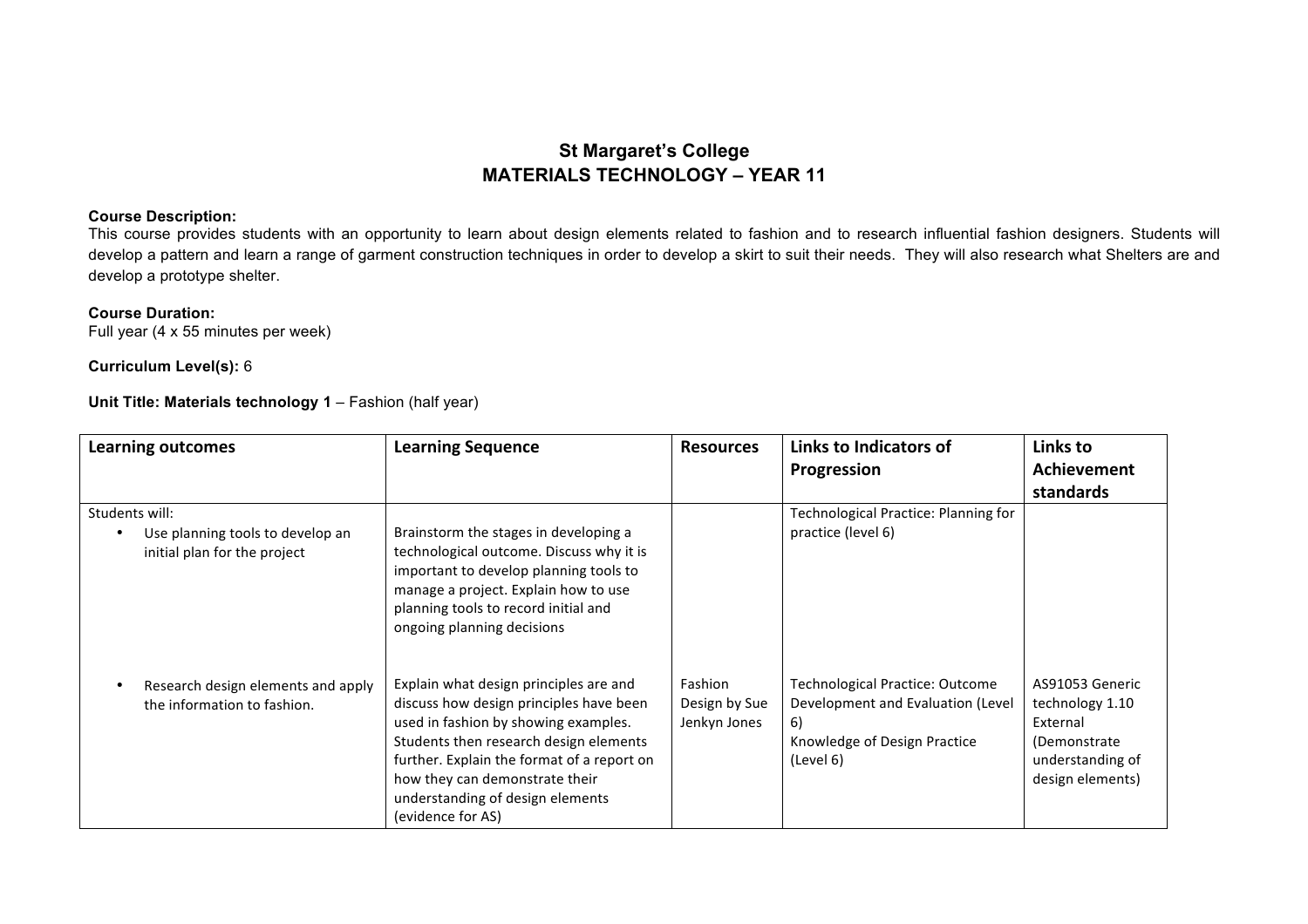# St Margaret's College
## MATERIALS TECHNOLOGY – YEAR 11

**Course Description:**
This course provides students with an opportunity to learn about design elements related to fashion and to research influential fashion designers. Students will develop a pattern and learn a range of garment construction techniques in order to develop a skirt to suit their needs. They will also research what Shelters are and develop a prototype shelter.

**Course Duration:**
Full year (4 x 55 minutes per week)

**Curriculum Level(s):** 6

**Unit Title: Materials technology 1** – Fashion (half year)

| Learning outcomes | Learning Sequence | Resources | Links to Indicators of Progression | Links to Achievement standards |
|---|---|---|---|---|
| Students will:<br>• Use planning tools to develop an initial plan for the project | Brainstorm the stages in developing a technological outcome. Discuss why it is important to develop planning tools to manage a project. Explain how to use planning tools to record initial and ongoing planning decisions | | Technological Practice: Planning for practice (level 6) | |
| • Research design elements and apply the information to fashion. | Explain what design principles are and discuss how design principles have been used in fashion by showing examples. Students then research design elements further. Explain the format of a report on how they can demonstrate their understanding of design elements (evidence for AS) | Fashion Design by Sue Jenkyn Jones | Technological Practice: Outcome Development and Evaluation (Level 6)<br>Knowledge of Design Practice (Level 6) | AS91053 Generic technology 1.10 External (Demonstrate understanding of design elements) |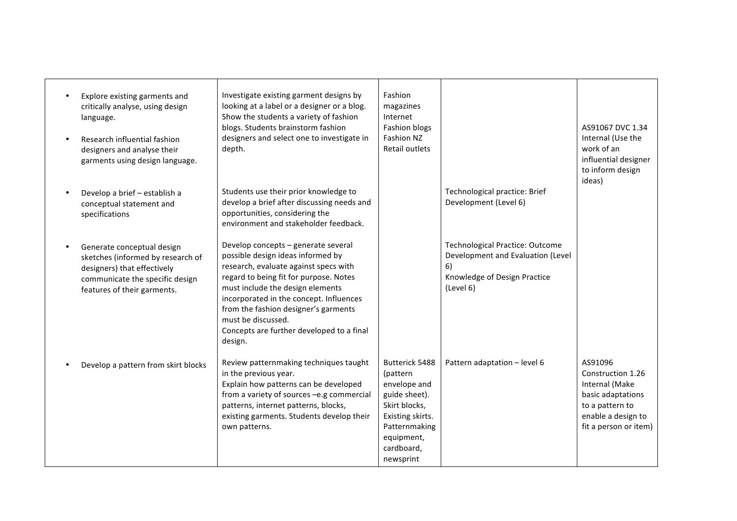| | | | | |
|---|---|---|---|---|
| • Explore existing garments and critically analyse, using design language.<br><br>• Research influential fashion designers and analyse their garments using design language. | Investigate existing garment designs by looking at a label or a designer or a blog. Show the students a variety of fashion blogs. Students brainstorm fashion designers and select one to investigate in depth. | Fashion magazines<br>Internet<br>Fashion blogs<br>Fashion NZ<br>Retail outlets | | AS91067 DVC 1.34 Internal (Use the work of an influential designer to inform design ideas) |
| • Develop a brief – establish a conceptual statement and specifications | Students use their prior knowledge to develop a brief after discussing needs and opportunities, considering the environment and stakeholder feedback. | | Technological practice: Brief Development (Level 6) | |
| • Generate conceptual design sketches (informed by research of designers) that effectively communicate the specific design features of their garments. | Develop concepts – generate several possible design ideas informed by research, evaluate against specs with regard to being fit for purpose. Notes must include the design elements incorporated in the concept. Influences from the fashion designer's garments must be discussed.<br>Concepts are further developed to a final design. | | Technological Practice: Outcome Development and Evaluation (Level 6)<br>Knowledge of Design Practice (Level 6) | |
| • Develop a pattern from skirt blocks | Review patternmaking techniques taught in the previous year.<br>Explain how patterns can be developed from a variety of sources –e.g commercial patterns, internet patterns, blocks, existing garments. Students develop their own patterns. | Butterick 5488 (pattern envelope and guide sheet).<br>Skirt blocks,<br>Existing skirts.<br>Patternmaking equipment, cardboard, newsprint | Pattern adaptation – level 6 | AS91096 Construction 1.26 Internal (Make basic adaptations to a pattern to enable a design to fit a person or item) |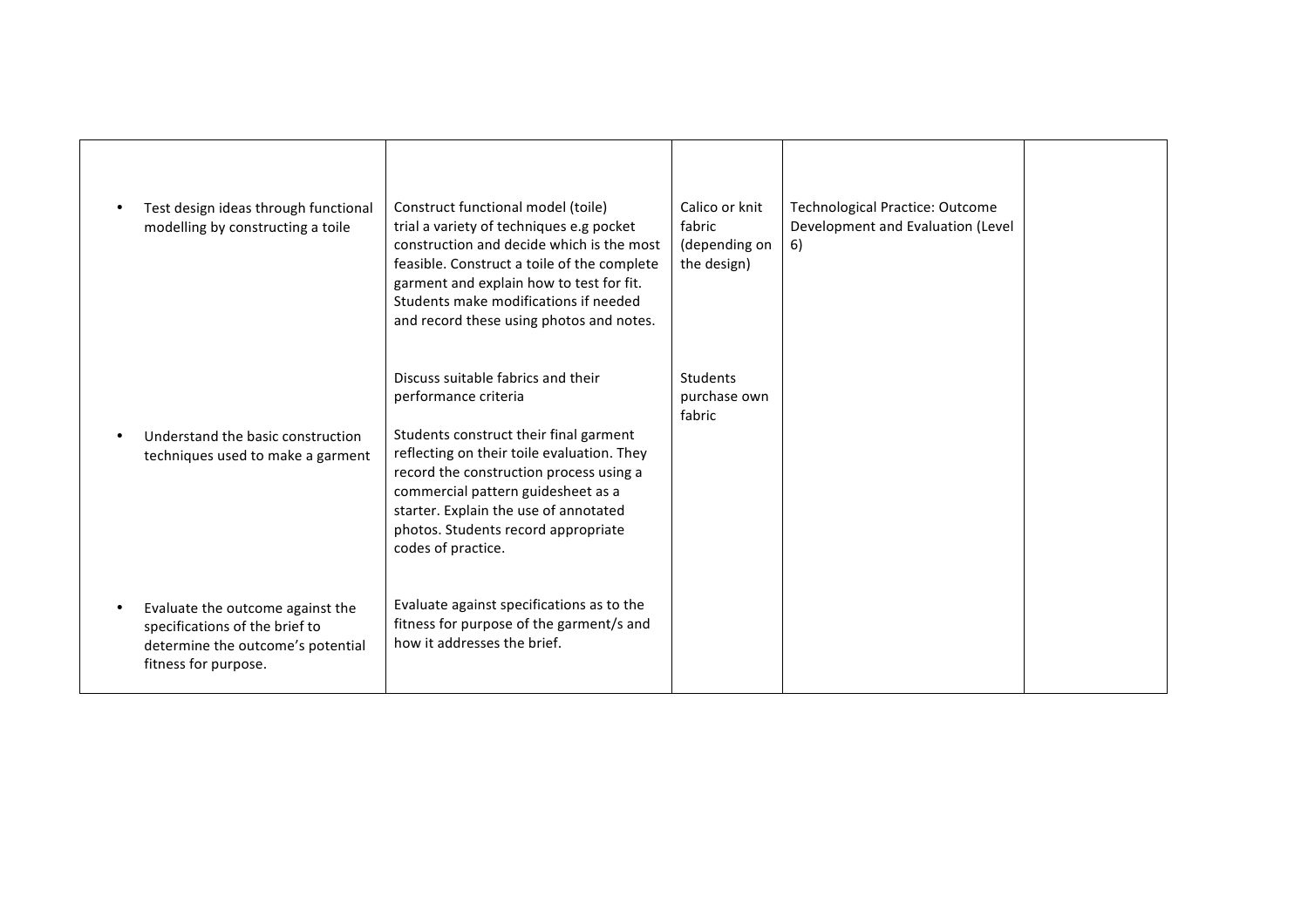| | | | | |
|---|---|---|---|---|
| • Test design ideas through functional modelling by constructing a toile<br><br>• Understand the basic construction techniques used to make a garment<br><br>• Evaluate the outcome against the specifications of the brief to determine the outcome's potential fitness for purpose. | Construct functional model (toile) trial a variety of techniques e.g pocket construction and decide which is the most feasible. Construct a toile of the complete garment and explain how to test for fit. Students make modifications if needed and record these using photos and notes.<br><br>Discuss suitable fabrics and their performance criteria<br><br>Students construct their final garment reflecting on their toile evaluation. They record the construction process using a commercial pattern guidesheet as a starter. Explain the use of annotated photos. Students record appropriate codes of practice.<br><br>Evaluate against specifications as to the fitness for purpose of the garment/s and how it addresses the brief. | Calico or knit fabric (depending on the design)<br><br>Students purchase own fabric | Technological Practice: Outcome Development and Evaluation (Level 6) | |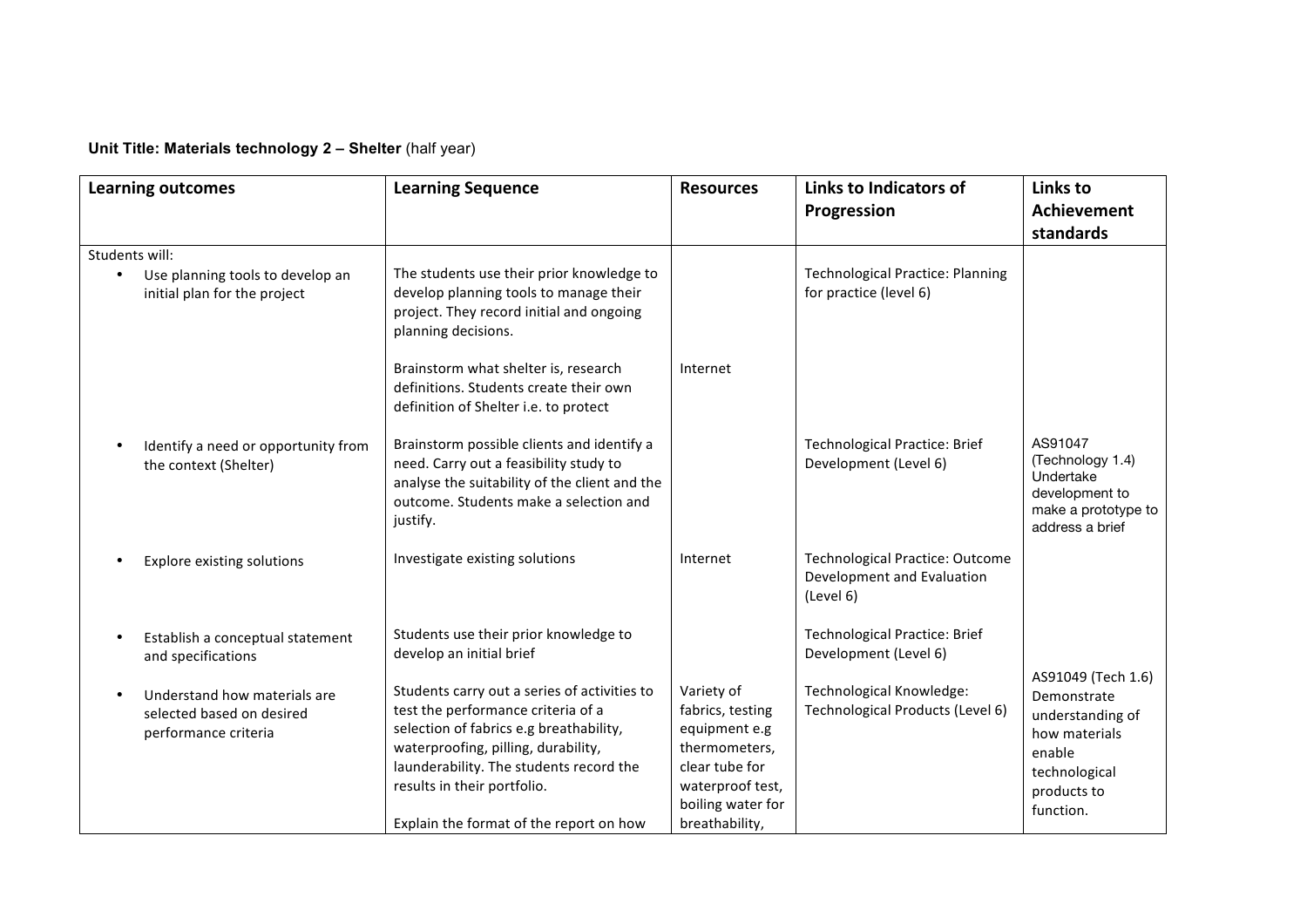**Unit Title: Materials technology 2 – Shelter** (half year)

| Learning outcomes | Learning Sequence | Resources | Links to Indicators of Progression | Links to Achievement standards |
|---|---|---|---|---|
| Students will:<br>• Use planning tools to develop an initial plan for the project | The students use their prior knowledge to develop planning tools to manage their project. They record initial and ongoing planning decisions. | | Technological Practice: Planning for practice (level 6) | |
| | Brainstorm what shelter is, research definitions. Students create their own definition of Shelter i.e. to protect | Internet | | |
| • Identify a need or opportunity from the context (Shelter) | Brainstorm possible clients and identify a need. Carry out a feasibility study to analyse the suitability of the client and the outcome. Students make a selection and justify. | | Technological Practice: Brief Development (Level 6) | AS91047 (Technology 1.4) Undertake development to make a prototype to address a brief |
| • Explore existing solutions | Investigate existing solutions | Internet | Technological Practice: Outcome Development and Evaluation (Level 6) | |
| • Establish a conceptual statement and specifications | Students use their prior knowledge to develop an initial brief | | Technological Practice: Brief Development (Level 6) | |
| • Understand how materials are selected based on desired performance criteria | Students carry out a series of activities to test the performance criteria of a selection of fabrics e.g breathability, waterproofing, pilling, durability, launderability. The students record the results in their portfolio.<br><br>Explain the format of the report on how | Variety of fabrics, testing equipment e.g thermometers, clear tube for waterproof test, boiling water for breathability, | Technological Knowledge: Technological Products (Level 6) | AS91049 (Tech 1.6) Demonstrate understanding of how materials enable technological products to function. |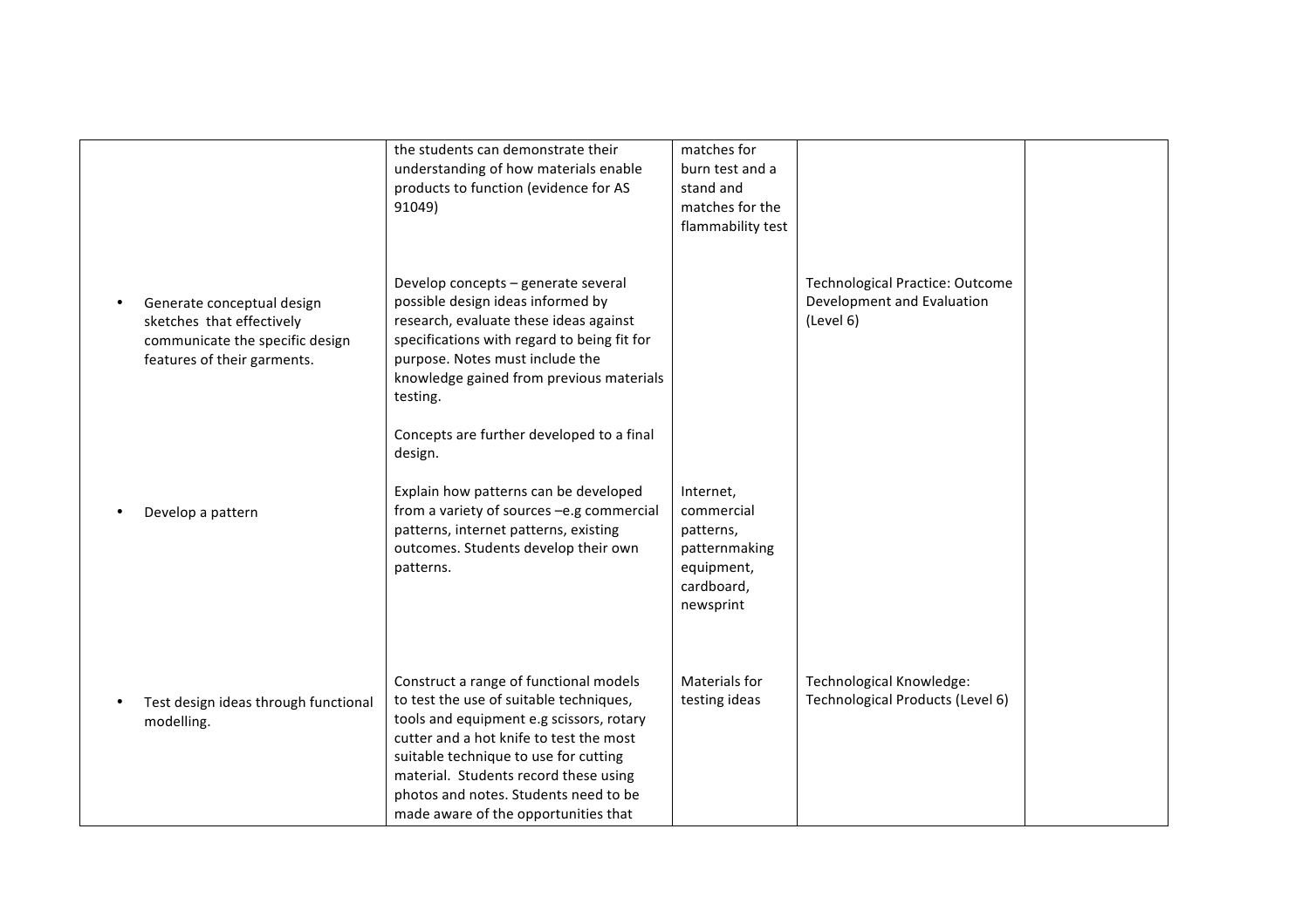|  |  |  |  |  |
|---|---|---|---|---|
|  | the students can demonstrate their understanding of how materials enable products to function (evidence for AS 91049) | matches for burn test and a stand and matches for the flammability test |  |  |
| • Generate conceptual design sketches that effectively communicate the specific design features of their garments. | Develop concepts – generate several possible design ideas informed by research, evaluate these ideas against specifications with regard to being fit for purpose. Notes must include the knowledge gained from previous materials testing.<br><br>Concepts are further developed to a final design. |  | Technological Practice: Outcome Development and Evaluation (Level 6) |  |
| • Develop a pattern | Explain how patterns can be developed from a variety of sources –e.g commercial patterns, internet patterns, existing outcomes. Students develop their own patterns. | Internet, commercial patterns, patternmaking equipment, cardboard, newsprint |  |  |
| • Test design ideas through functional modelling. | Construct a range of functional models to test the use of suitable techniques, tools and equipment e.g scissors, rotary cutter and a hot knife to test the most suitable technique to use for cutting material. Students record these using photos and notes. Students need to be made aware of the opportunities that | Materials for testing ideas | Technological Knowledge: Technological Products (Level 6) |  |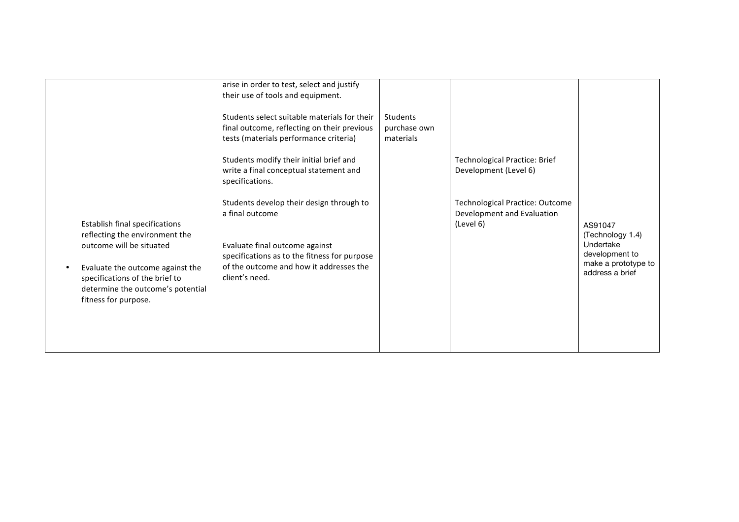| | | | | |
|---|---|---|---|---|
| Establish final specifications reflecting the environment the outcome will be situated<br><br>• Evaluate the outcome against the specifications of the brief to determine the outcome's potential fitness for purpose. | arise in order to test, select and justify their use of tools and equipment.<br><br>Students select suitable materials for their final outcome, reflecting on their previous tests (materials performance criteria)<br><br>Students modify their initial brief and write a final conceptual statement and specifications.<br><br>Students develop their design through to a final outcome<br><br>Evaluate final outcome against specifications as to the fitness for purpose of the outcome and how it addresses the client's need. | Students purchase own materials | Technological Practice: Brief Development (Level 6)<br><br>Technological Practice: Outcome Development and Evaluation (Level 6) | AS91047 (Technology 1.4) Undertake development to make a prototype to address a brief |